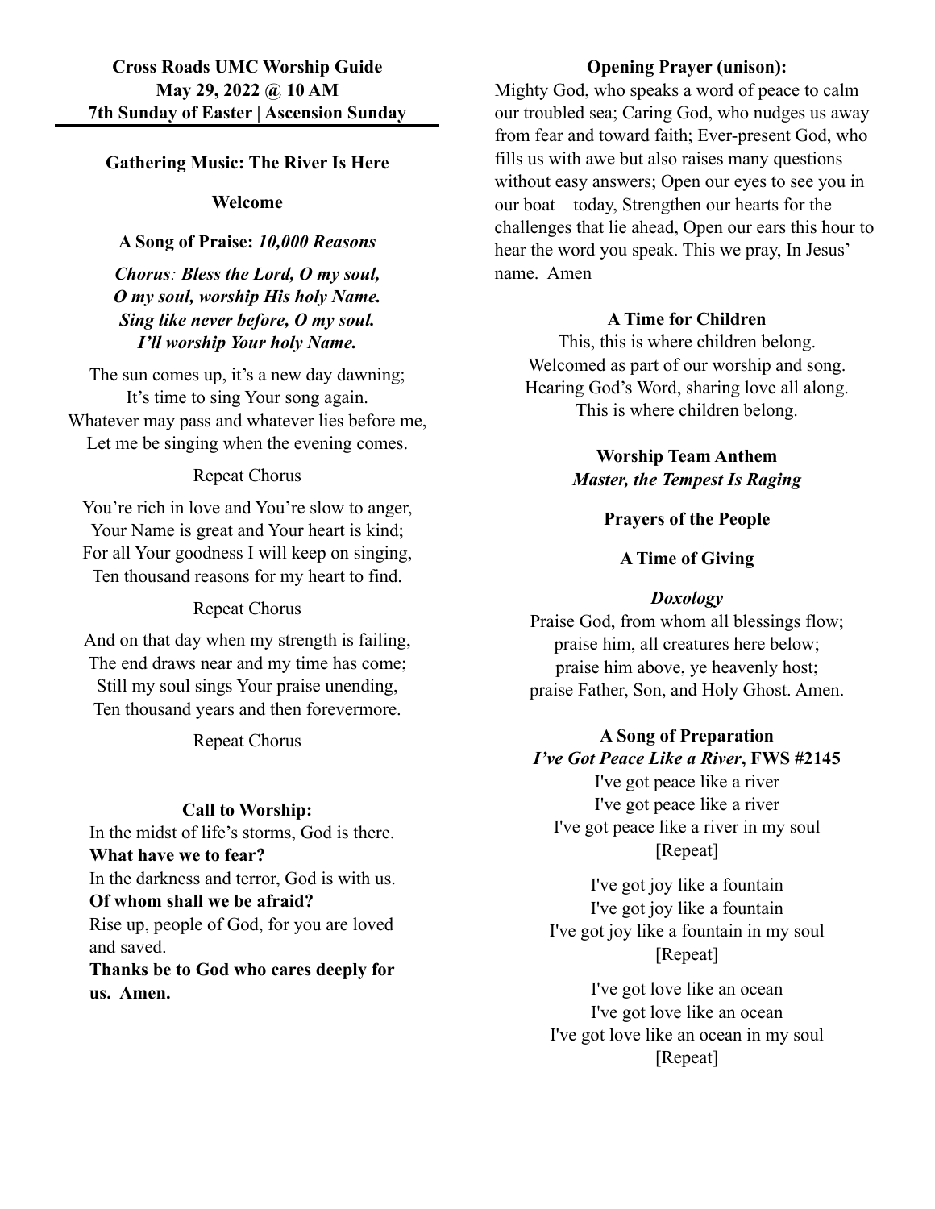**Cross Roads UMC Worship Guide**
**May 29, 2022 @ 10 AM**
**7th Sunday of Easter | Ascension Sunday**

---

**Gathering Music: The River Is Here**

**Welcome**

**A Song of Praise:** ***10,000 Reasons***

***Chorus**: **Bless the Lord, O my soul,***
***O my soul, worship His holy Name.***
***Sing like never before, O my soul.***
***I'll worship Your holy Name.***

The sun comes up, it's a new day dawning;
It's time to sing Your song again.
Whatever may pass and whatever lies before me,
Let me be singing when the evening comes.

Repeat Chorus

You're rich in love and You're slow to anger,
Your Name is great and Your heart is kind;
For all Your goodness I will keep on singing,
Ten thousand reasons for my heart to find.

Repeat Chorus

And on that day when my strength is failing,
The end draws near and my time has come;
Still my soul sings Your praise unending,
Ten thousand years and then forevermore.

Repeat Chorus

**Call to Worship:**

In the midst of life's storms, God is there.
**What have we to fear?**
In the darkness and terror, God is with us.
**Of whom shall we be afraid?**
Rise up, people of God, for you are loved and saved.
**Thanks be to God who cares deeply for us. Amen.**

**Opening Prayer (unison):**

Mighty God, who speaks a word of peace to calm our troubled sea; Caring God, who nudges us away from fear and toward faith; Ever-present God, who fills us with awe but also raises many questions without easy answers; Open our eyes to see you in our boat—today, Strengthen our hearts for the challenges that lie ahead, Open our ears this hour to hear the word you speak. This we pray, In Jesus' name. Amen

**A Time for Children**

This, this is where children belong.
Welcomed as part of our worship and song.
Hearing God's Word, sharing love all along.
This is where children belong.

**Worship Team Anthem**
***Master, the Tempest Is Raging***

**Prayers of the People**

**A Time of Giving**

***Doxology***

Praise God, from whom all blessings flow;
praise him, all creatures here below;
praise him above, ye heavenly host;
praise Father, Son, and Holy Ghost. Amen.

**A Song of Preparation**
***I've Got Peace Like a River*, FWS #2145**

I've got peace like a river
I've got peace like a river
I've got peace like a river in my soul
[Repeat]

I've got joy like a fountain
I've got joy like a fountain
I've got joy like a fountain in my soul
[Repeat]

I've got love like an ocean
I've got love like an ocean
I've got love like an ocean in my soul
[Repeat]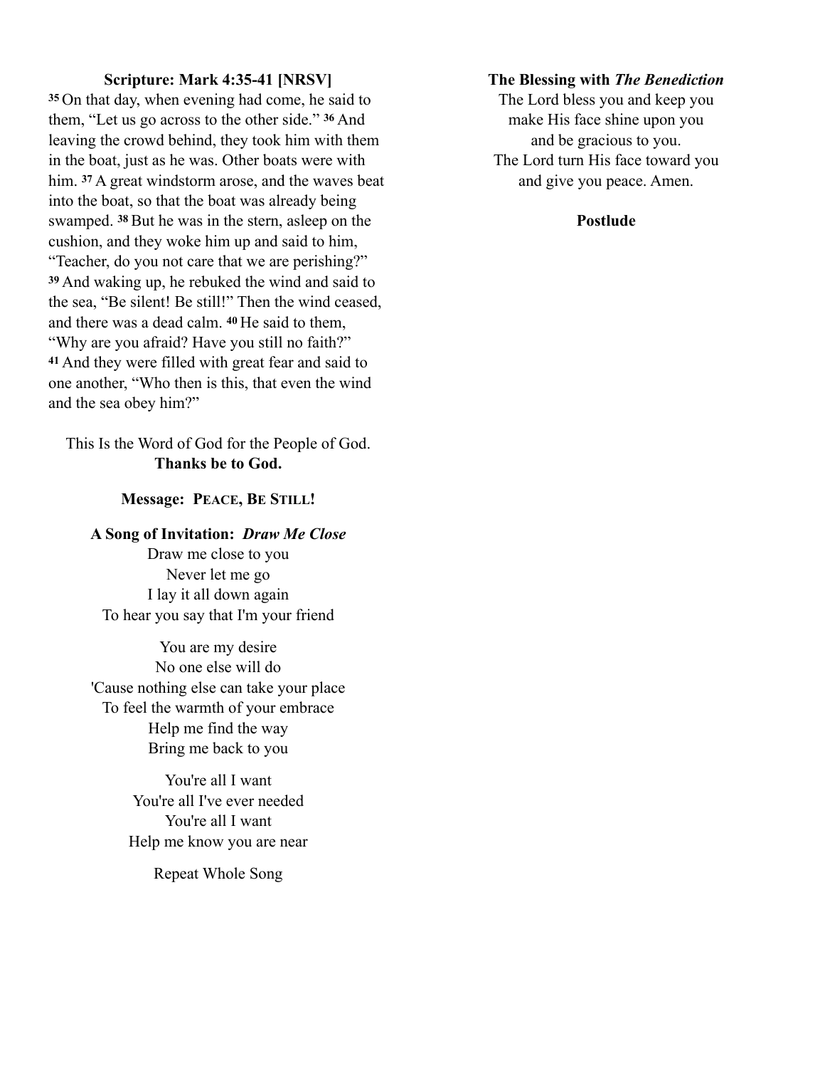**Scripture: Mark 4:35-41 [NRSV]**

[35] On that day, when evening had come, he said to them, "Let us go across to the other side." [36] And leaving the crowd behind, they took him with them in the boat, just as he was. Other boats were with him. [37] A great windstorm arose, and the waves beat into the boat, so that the boat was already being swamped. [38] But he was in the stern, asleep on the cushion, and they woke him up and said to him, "Teacher, do you not care that we are perishing?" [39] And waking up, he rebuked the wind and said to the sea, "Be silent! Be still!" Then the wind ceased, and there was a dead calm. [40] He said to them, "Why are you afraid? Have you still no faith?" [41] And they were filled with great fear and said to one another, "Who then is this, that even the wind and the sea obey him?"

This Is the Word of God for the People of God.
**Thanks be to God.**

**Message: PEACE, BE STILL!**

**A Song of Invitation:** ***Draw Me Close***

Draw me close to you
Never let me go
I lay it all down again
To hear you say that I'm your friend

You are my desire
No one else will do
'Cause nothing else can take your place
To feel the warmth of your embrace
Help me find the way
Bring me back to you

You're all I want
You're all I've ever needed
You're all I want
Help me know you are near

Repeat Whole Song

**The Blessing with** ***The Benediction***

The Lord bless you and keep you
make His face shine upon you
and be gracious to you.
The Lord turn His face toward you
and give you peace. Amen.

**Postlude**